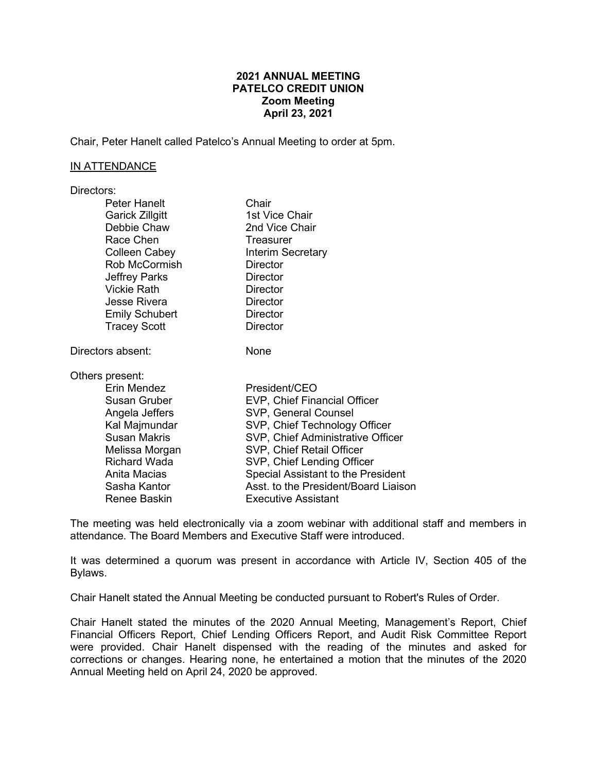**2021 ANNUAL MEETING**
**PATELCO CREDIT UNION**
**Zoom Meeting**
**April 23, 2021**

Chair, Peter Hanelt called Patelco's Annual Meeting to order at 5pm.

IN ATTENDANCE

Directors:

| | |
|---|---|
| Peter Hanelt | Chair |
| Garick Zillgitt | 1st Vice Chair |
| Debbie Chaw | 2nd Vice Chair |
| Race Chen | Treasurer |
| Colleen Cabey | Interim Secretary |
| Rob McCormish | Director |
| Jeffrey Parks | Director |
| Vickie Rath | Director |
| Jesse Rivera | Director |
| Emily Schubert | Director |
| Tracey Scott | Director |

Directors absent: None

Others present:

| | |
|---|---|
| Erin Mendez | President/CEO |
| Susan Gruber | EVP, Chief Financial Officer |
| Angela Jeffers | SVP, General Counsel |
| Kal Majmundar | SVP, Chief Technology Officer |
| Susan Makris | SVP, Chief Administrative Officer |
| Melissa Morgan | SVP, Chief Retail Officer |
| Richard Wada | SVP, Chief Lending Officer |
| Anita Macias | Special Assistant to the President |
| Sasha Kantor | Asst. to the President/Board Liaison |
| Renee Baskin | Executive Assistant |

The meeting was held electronically via a zoom webinar with additional staff and members in attendance. The Board Members and Executive Staff were introduced.

It was determined a quorum was present in accordance with Article IV, Section 405 of the Bylaws.

Chair Hanelt stated the Annual Meeting be conducted pursuant to Robert's Rules of Order.

Chair Hanelt stated the minutes of the 2020 Annual Meeting, Management's Report, Chief Financial Officers Report, Chief Lending Officers Report, and Audit Risk Committee Report were provided. Chair Hanelt dispensed with the reading of the minutes and asked for corrections or changes. Hearing none, he entertained a motion that the minutes of the 2020 Annual Meeting held on April 24, 2020 be approved.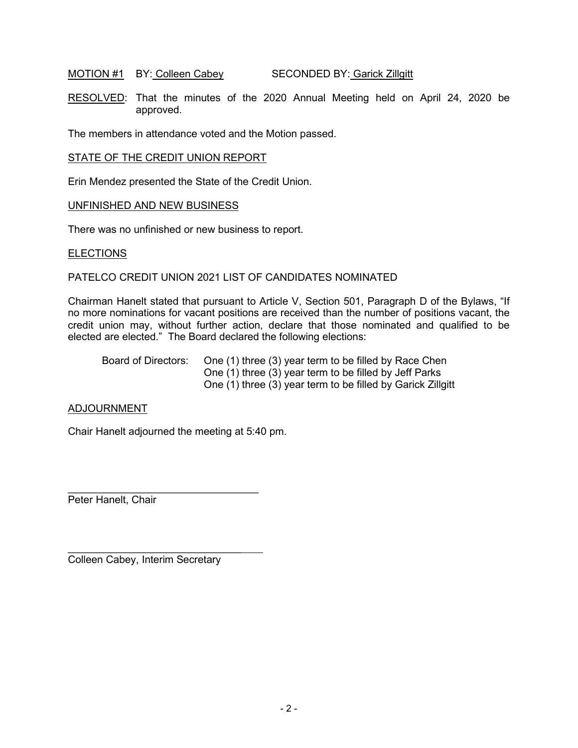MOTION #1 BY: Colleen Cabey SECONDED BY: Garick Zillgitt

RESOLVED: That the minutes of the 2020 Annual Meeting held on April 24, 2020 be approved.

The members in attendance voted and the Motion passed.

STATE OF THE CREDIT UNION REPORT

Erin Mendez presented the State of the Credit Union.

UNFINISHED AND NEW BUSINESS

There was no unfinished or new business to report.

ELECTIONS

PATELCO CREDIT UNION 2021 LIST OF CANDIDATES NOMINATED

Chairman Hanelt stated that pursuant to Article V, Section 501, Paragraph D of the Bylaws, "If no more nominations for vacant positions are received than the number of positions vacant, the credit union may, without further action, declare that those nominated and qualified to be elected are elected." The Board declared the following elections:

Board of Directors:
- One (1) three (3) year term to be filled by Race Chen
- One (1) three (3) year term to be filled by Jeff Parks
- One (1) three (3) year term to be filled by Garick Zillgitt

ADJOURNMENT

Chair Hanelt adjourned the meeting at 5:40 pm.

\_\_\_\_\_\_\_\_\_\_\_\_\_\_\_\_\_\_\_\_\_\_\_\_\_\_\_\_\_\_\_\_\_\_

Peter Hanelt, Chair

\_\_\_\_\_\_\_\_\_\_\_\_\_\_\_\_\_\_\_\_\_\_\_\_\_\_\_\_\_\_\_\_\_\_

Colleen Cabey, Interim Secretary